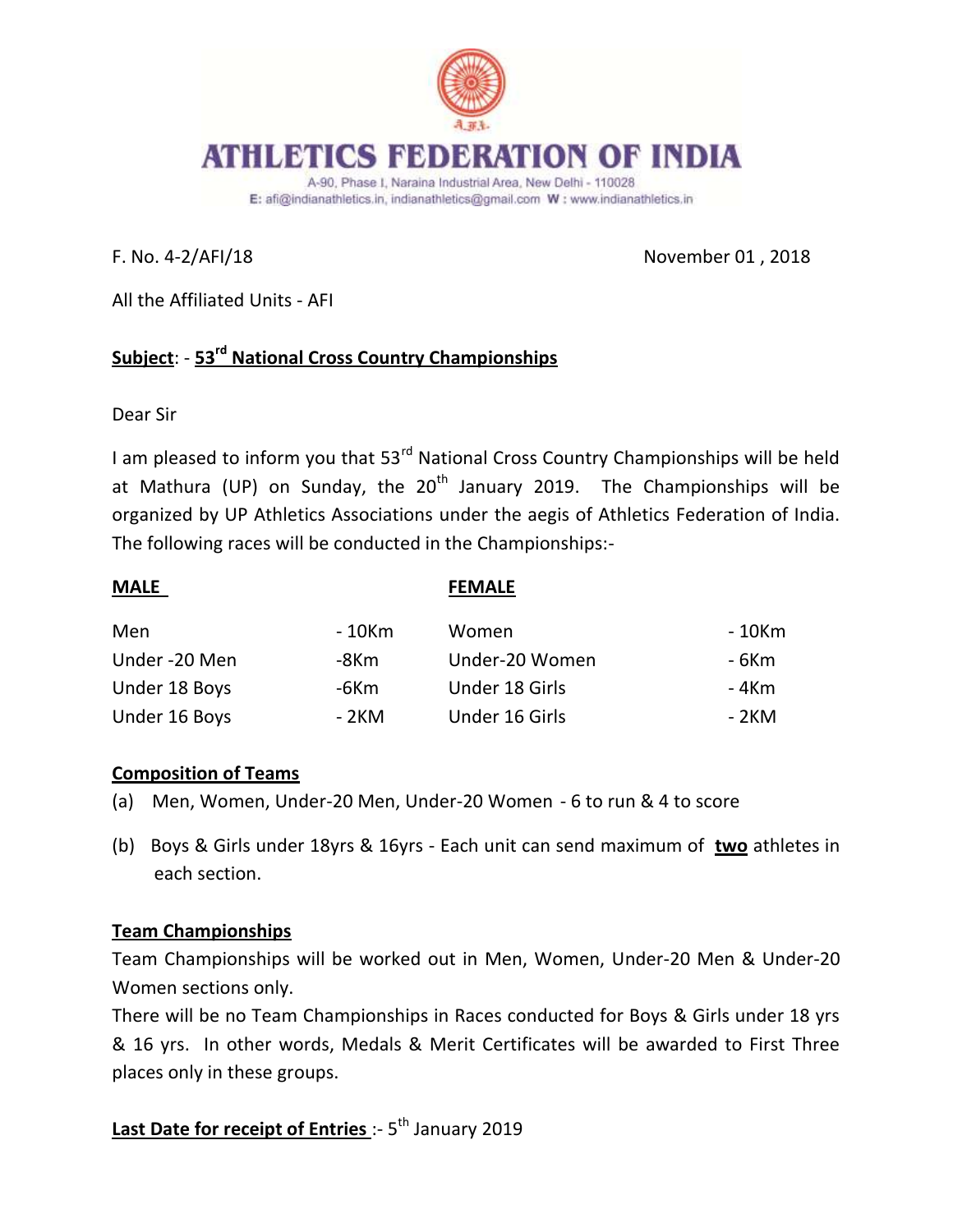# ATHLETICS FEDERATION OF INDIA

A-90, Phase I, Naraina Industrial Area, New Delhi - 110028
E: afi@indianathletics.in, indianathletics@gmail.com W : www.indianathletics.in

F. No. 4-2/AFI/18 November 01 , 2018

All the Affiliated Units - AFI

**Subject**: - **53rd National Cross Country Championships**

Dear Sir

I am pleased to inform you that 53rd National Cross Country Championships will be held at Mathura (UP) on Sunday, the 20th January 2019. The Championships will be organized by UP Athletics Associations under the aegis of Athletics Federation of India. The following races will be conducted in the Championships:-

| **MALE** | | **FEMALE** | |
|---|---|---|---|
| Men | - 10Km | Women | - 10Km |
| Under -20 Men | -8Km | Under-20 Women | - 6Km |
| Under 18 Boys | -6Km | Under 18 Girls | - 4Km |
| Under 16 Boys | - 2KM | Under 16 Girls | - 2KM |

**Composition of Teams**

(a) Men, Women, Under-20 Men, Under-20 Women - 6 to run & 4 to score

(b) Boys & Girls under 18yrs & 16yrs - Each unit can send maximum of **two** athletes in each section.

**Team Championships**

Team Championships will be worked out in Men, Women, Under-20 Men & Under-20 Women sections only.

There will be no Team Championships in Races conducted for Boys & Girls under 18 yrs & 16 yrs. In other words, Medals & Merit Certificates will be awarded to First Three places only in these groups.

**Last Date for receipt of Entries** :- 5th January 2019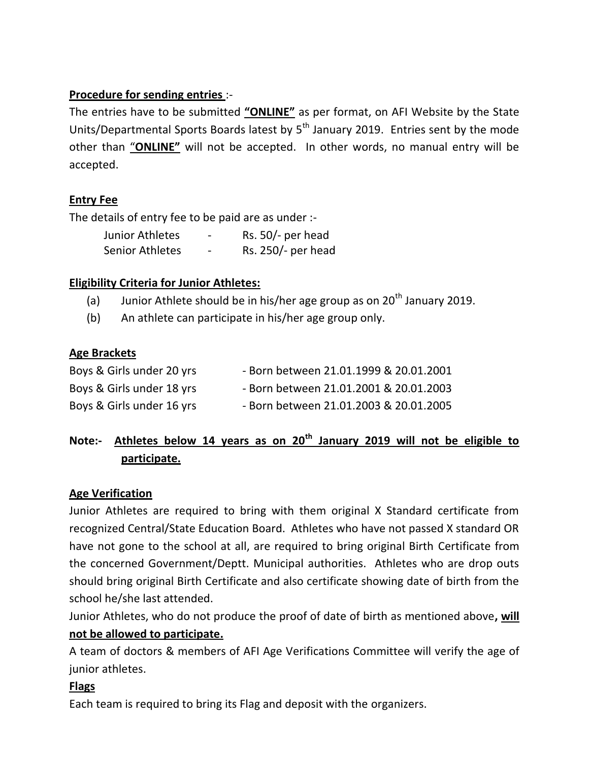**Procedure for sending entries** :-

The entries have to be submitted **"ONLINE"** as per format, on AFI Website by the State Units/Departmental Sports Boards latest by 5th January 2019. Entries sent by the mode other than "**ONLINE"** will not be accepted. In other words, no manual entry will be accepted.

**Entry Fee**

The details of entry fee to be paid are as under :-

| | | |
|---|---|---|
| Junior Athletes | - | Rs. 50/- per head |
| Senior Athletes | - | Rs. 250/- per head |

**Eligibility Criteria for Junior Athletes:**

(a) Junior Athlete should be in his/her age group as on 20th January 2019.

(b) An athlete can participate in his/her age group only.

**Age Brackets**

| | |
|---|---|
| Boys & Girls under 20 yrs | - Born between 21.01.1999 & 20.01.2001 |
| Boys & Girls under 18 yrs | - Born between 21.01.2001 & 20.01.2003 |
| Boys & Girls under 16 yrs | - Born between 21.01.2003 & 20.01.2005 |

**Note:- Athletes below 14 years as on 20th January 2019 will not be eligible to participate.**

**Age Verification**

Junior Athletes are required to bring with them original X Standard certificate from recognized Central/State Education Board. Athletes who have not passed X standard OR have not gone to the school at all, are required to bring original Birth Certificate from the concerned Government/Deptt. Municipal authorities. Athletes who are drop outs should bring original Birth Certificate and also certificate showing date of birth from the school he/she last attended.

Junior Athletes, who do not produce the proof of date of birth as mentioned above**, will not be allowed to participate.**

A team of doctors & members of AFI Age Verifications Committee will verify the age of junior athletes.

**Flags**

Each team is required to bring its Flag and deposit with the organizers.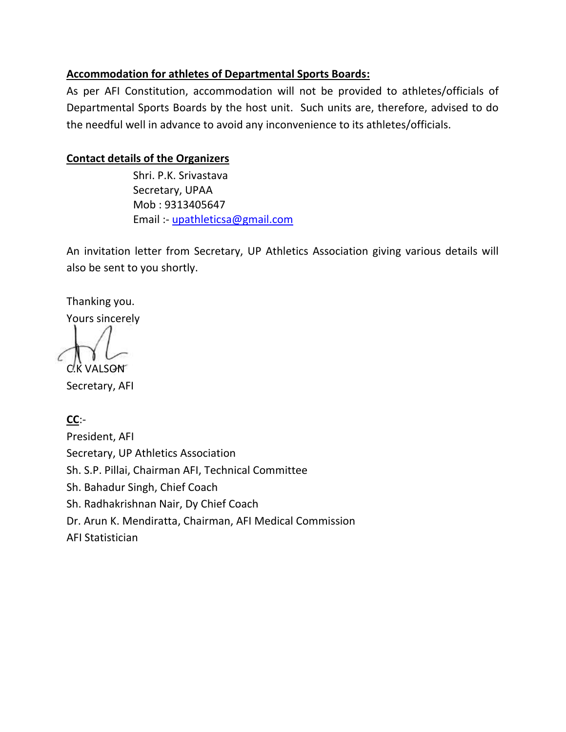**Accommodation for athletes of Departmental Sports Boards:**

As per AFI Constitution, accommodation will not be provided to athletes/officials of Departmental Sports Boards by the host unit. Such units are, therefore, advised to do the needful well in advance to avoid any inconvenience to its athletes/officials.

**Contact details of the Organizers**

Shri. P.K. Srivastava
Secretary, UPAA
Mob : 9313405647
Email :- upathleticsa@gmail.com

An invitation letter from Secretary, UP Athletics Association giving various details will also be sent to you shortly.

Thanking you.
Yours sincerely

C.K VALSON
Secretary, AFI

**CC**:-
President, AFI
Secretary, UP Athletics Association
Sh. S.P. Pillai, Chairman AFI, Technical Committee
Sh. Bahadur Singh, Chief Coach
Sh. Radhakrishnan Nair, Dy Chief Coach
Dr. Arun K. Mendiratta, Chairman, AFI Medical Commission
AFI Statistician